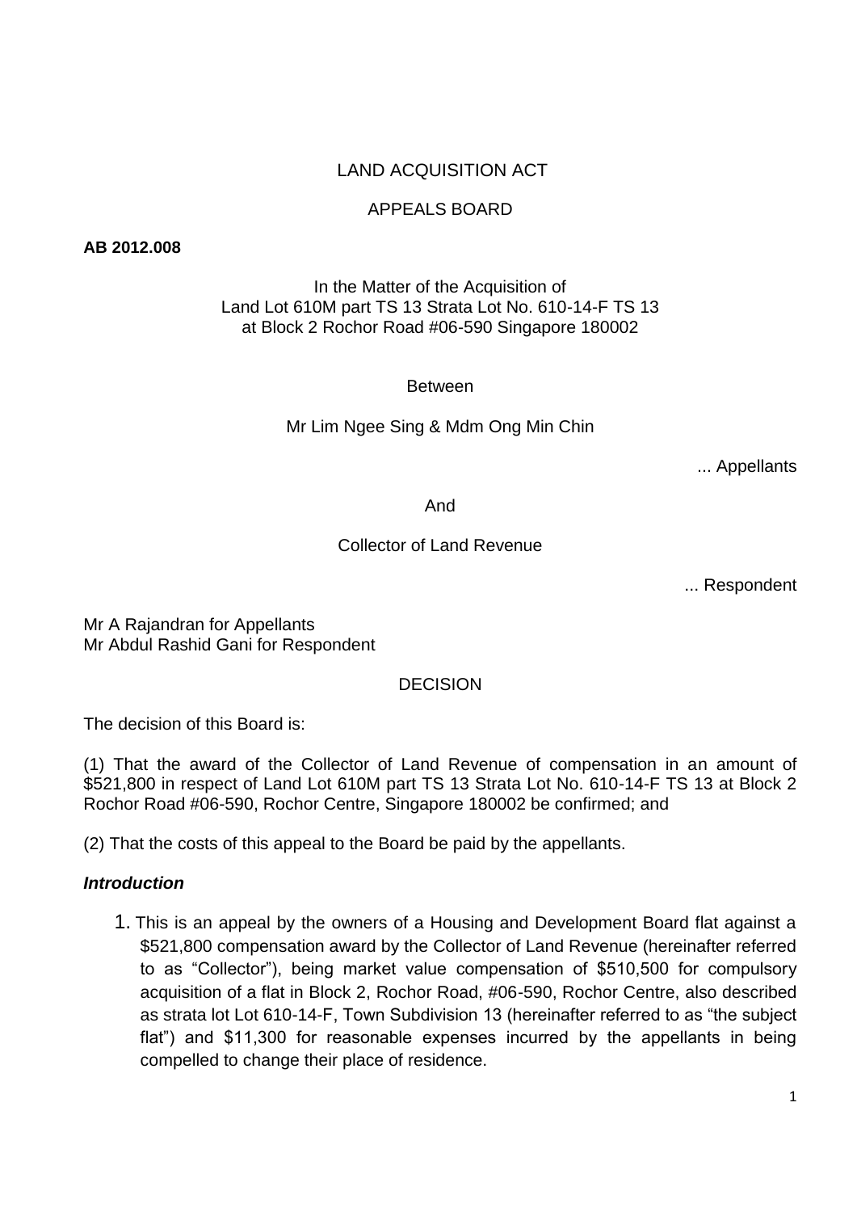LAND ACQUISITION ACT

APPEALS BOARD

**AB 2012.008**

In the Matter of the Acquisition of
Land Lot 610M part TS 13 Strata Lot No. 610-14-F TS 13
at Block 2 Rochor Road #06-590 Singapore 180002

Between

Mr Lim Ngee Sing & Mdm Ong Min Chin

... Appellants

And

Collector of Land Revenue

... Respondent

Mr A Rajandran for Appellants
Mr Abdul Rashid Gani for Respondent

DECISION

The decision of this Board is:

(1) That the award of the Collector of Land Revenue of compensation in an amount of $521,800 in respect of Land Lot 610M part TS 13 Strata Lot No. 610-14-F TS 13 at Block 2 Rochor Road #06-590, Rochor Centre, Singapore 180002 be confirmed; and

(2) That the costs of this appeal to the Board be paid by the appellants.

***Introduction***

1. This is an appeal by the owners of a Housing and Development Board flat against a $521,800 compensation award by the Collector of Land Revenue (hereinafter referred to as "Collector"), being market value compensation of $510,500 for compulsory acquisition of a flat in Block 2, Rochor Road, #06-590, Rochor Centre, also described as strata lot Lot 610-14-F, Town Subdivision 13 (hereinafter referred to as "the subject flat") and $11,300 for reasonable expenses incurred by the appellants in being compelled to change their place of residence.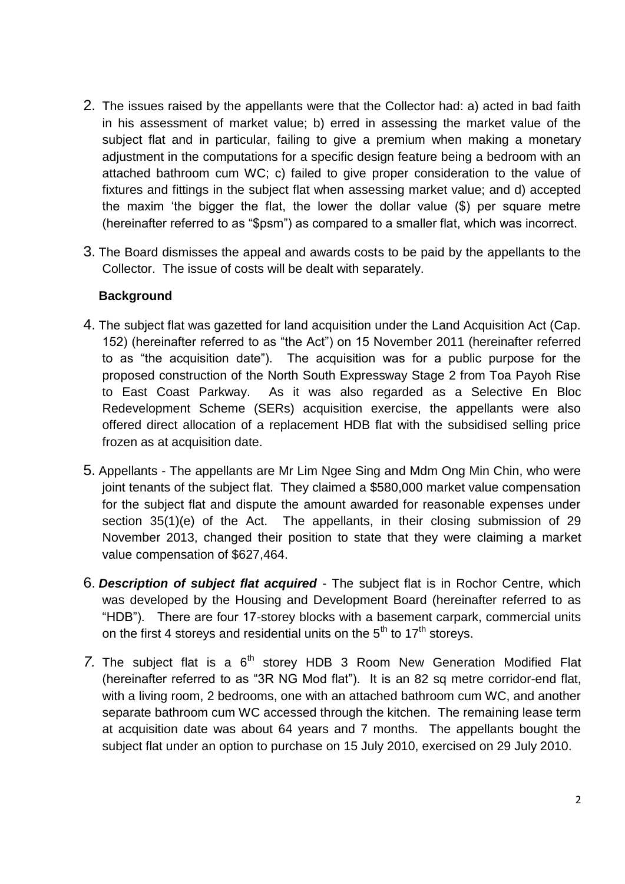2. The issues raised by the appellants were that the Collector had: a) acted in bad faith in his assessment of market value; b) erred in assessing the market value of the subject flat and in particular, failing to give a premium when making a monetary adjustment in the computations for a specific design feature being a bedroom with an attached bathroom cum WC; c) failed to give proper consideration to the value of fixtures and fittings in the subject flat when assessing market value; and d) accepted the maxim 'the bigger the flat, the lower the dollar value ($) per square metre (hereinafter referred to as "$psm") as compared to a smaller flat, which was incorrect.

3. The Board dismisses the appeal and awards costs to be paid by the appellants to the Collector. The issue of costs will be dealt with separately.

### Background

4. The subject flat was gazetted for land acquisition under the Land Acquisition Act (Cap. 152) (hereinafter referred to as "the Act") on 15 November 2011 (hereinafter referred to as "the acquisition date"). The acquisition was for a public purpose for the proposed construction of the North South Expressway Stage 2 from Toa Payoh Rise to East Coast Parkway. As it was also regarded as a Selective En Bloc Redevelopment Scheme (SERs) acquisition exercise, the appellants were also offered direct allocation of a replacement HDB flat with the subsidised selling price frozen as at acquisition date.

5. Appellants - The appellants are Mr Lim Ngee Sing and Mdm Ong Min Chin, who were joint tenants of the subject flat. They claimed a $580,000 market value compensation for the subject flat and dispute the amount awarded for reasonable expenses under section 35(1)(e) of the Act. The appellants, in their closing submission of 29 November 2013, changed their position to state that they were claiming a market value compensation of $627,464.

6. ***Description of subject flat acquired*** - The subject flat is in Rochor Centre, which was developed by the Housing and Development Board (hereinafter referred to as "HDB"). There are four 17-storey blocks with a basement carpark, commercial units on the first 4 storeys and residential units on the 5th to 17th storeys.

7. The subject flat is a 6th storey HDB 3 Room New Generation Modified Flat (hereinafter referred to as "3R NG Mod flat"). It is an 82 sq metre corridor-end flat, with a living room, 2 bedrooms, one with an attached bathroom cum WC, and another separate bathroom cum WC accessed through the kitchen. The remaining lease term at acquisition date was about 64 years and 7 months. The appellants bought the subject flat under an option to purchase on 15 July 2010, exercised on 29 July 2010.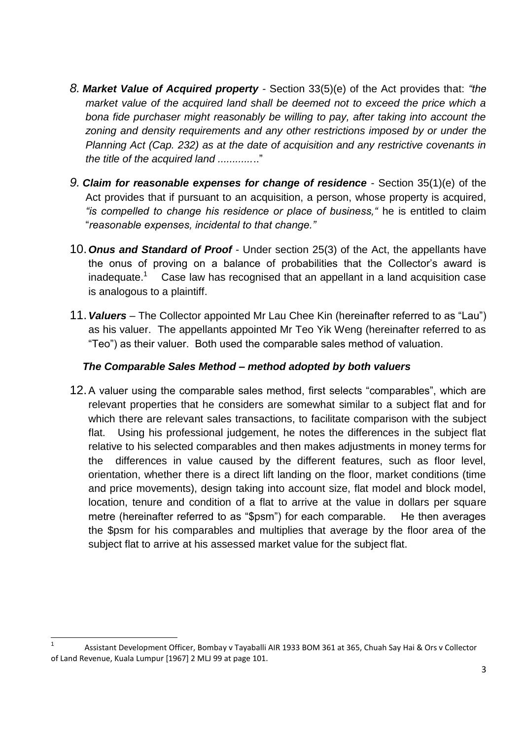8. ***Market Value of Acquired property*** - Section 33(5)(e) of the Act provides that: *"the market value of the acquired land shall be deemed not to exceed the price which a bona fide purchaser might reasonably be willing to pay, after taking into account the zoning and density requirements and any other restrictions imposed by or under the Planning Act (Cap. 232) as at the date of acquisition and any restrictive covenants in the title of the acquired land ............*"

9. ***Claim for reasonable expenses for change of residence*** - Section 35(1)(e) of the Act provides that if pursuant to an acquisition, a person, whose property is acquired, *"is compelled to change his residence or place of business,"* he is entitled to claim "*reasonable expenses, incidental to that change."*

10. ***Onus and Standard of Proof*** - Under section 25(3) of the Act, the appellants have the onus of proving on a balance of probabilities that the Collector's award is inadequate.[1] Case law has recognised that an appellant in a land acquisition case is analogous to a plaintiff.

11. ***Valuers*** – The Collector appointed Mr Lau Chee Kin (hereinafter referred to as "Lau") as his valuer. The appellants appointed Mr Teo Yik Weng (hereinafter referred to as "Teo") as their valuer. Both used the comparable sales method of valuation.

***The Comparable Sales Method – method adopted by both valuers***

12. A valuer using the comparable sales method, first selects "comparables", which are relevant properties that he considers are somewhat similar to a subject flat and for which there are relevant sales transactions, to facilitate comparison with the subject flat. Using his professional judgement, he notes the differences in the subject flat relative to his selected comparables and then makes adjustments in money terms for the differences in value caused by the different features, such as floor level, orientation, whether there is a direct lift landing on the floor, market conditions (time and price movements), design taking into account size, flat model and block model, location, tenure and condition of a flat to arrive at the value in dollars per square metre (hereinafter referred to as "$psm") for each comparable. He then averages the $psm for his comparables and multiplies that average by the floor area of the subject flat to arrive at his assessed market value for the subject flat.

---

[1] Assistant Development Officer, Bombay v Tayaballi AIR 1933 BOM 361 at 365, Chuah Say Hai & Ors v Collector of Land Revenue, Kuala Lumpur [1967] 2 MLJ 99 at page 101.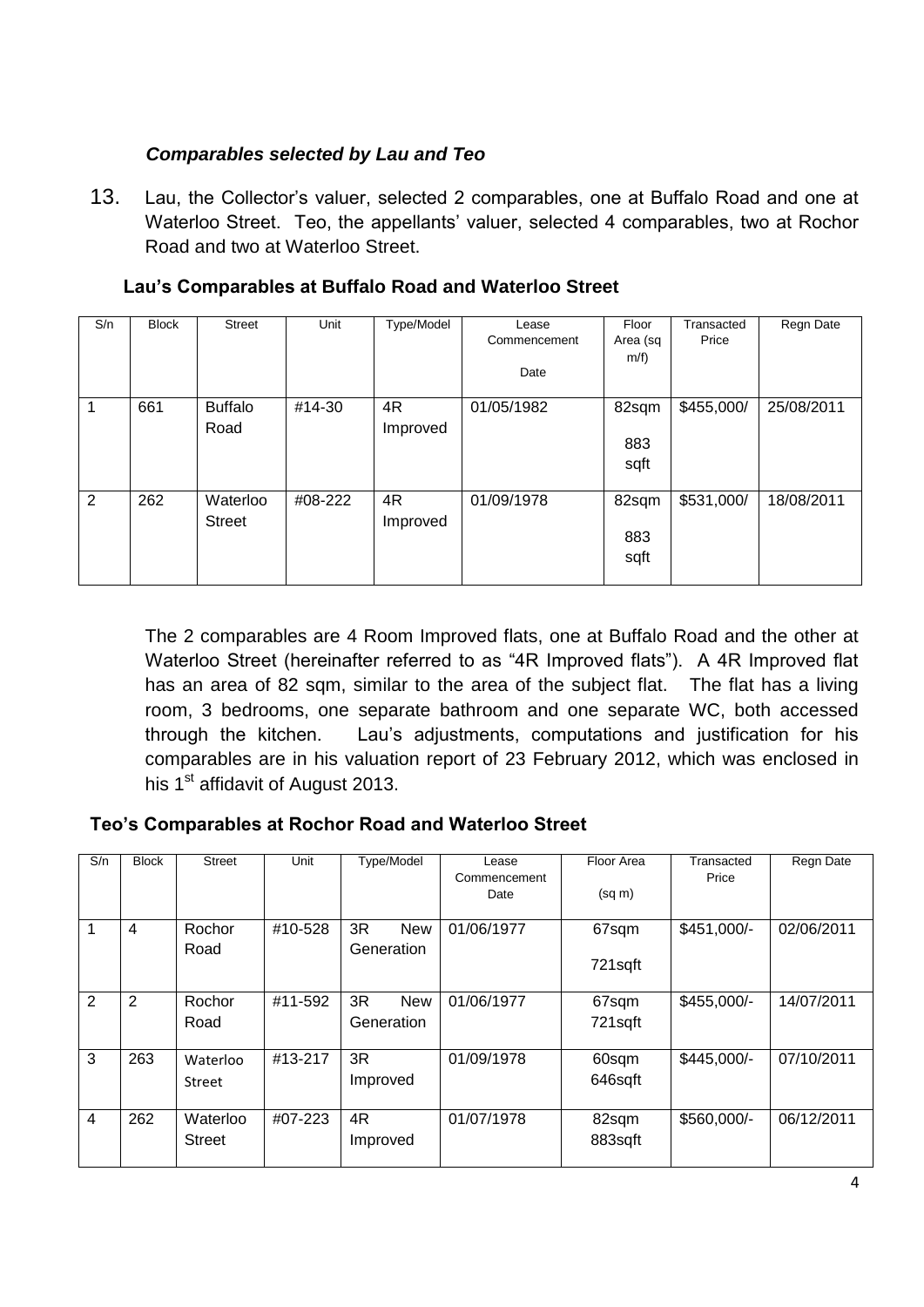### *Comparables selected by Lau and Teo*

13. Lau, the Collector's valuer, selected 2 comparables, one at Buffalo Road and one at Waterloo Street. Teo, the appellants' valuer, selected 4 comparables, two at Rochor Road and two at Waterloo Street.

**Lau's Comparables at Buffalo Road and Waterloo Street**

| S/n | Block | Street | Unit | Type/Model | Lease Commencement Date | Floor Area (sq m/f) | Transacted Price | Regn Date |
|---|---|---|---|---|---|---|---|---|
| 1 | 661 | Buffalo Road | #14-30 | 4R Improved | 01/05/1982 | 82sqm 883 sqft | $455,000/ | 25/08/2011 |
| 2 | 262 | Waterloo Street | #08-222 | 4R Improved | 01/09/1978 | 82sqm 883 sqft | $531,000/ | 18/08/2011 |

The 2 comparables are 4 Room Improved flats, one at Buffalo Road and the other at Waterloo Street (hereinafter referred to as "4R Improved flats"). A 4R Improved flat has an area of 82 sqm, similar to the area of the subject flat. The flat has a living room, 3 bedrooms, one separate bathroom and one separate WC, both accessed through the kitchen. Lau's adjustments, computations and justification for his comparables are in his valuation report of 23 February 2012, which was enclosed in his 1st affidavit of August 2013.

**Teo's Comparables at Rochor Road and Waterloo Street**

| S/n | Block | Street | Unit | Type/Model | Lease Commencement Date | Floor Area (sq m) | Transacted Price | Regn Date |
|---|---|---|---|---|---|---|---|---|
| 1 | 4 | Rochor Road | #10-528 | 3R New Generation | 01/06/1977 | 67sqm 721sqft | $451,000/- | 02/06/2011 |
| 2 | 2 | Rochor Road | #11-592 | 3R New Generation | 01/06/1977 | 67sqm 721sqft | $455,000/- | 14/07/2011 |
| 3 | 263 | Waterloo Street | #13-217 | 3R Improved | 01/09/1978 | 60sqm 646sqft | $445,000/- | 07/10/2011 |
| 4 | 262 | Waterloo Street | #07-223 | 4R Improved | 01/07/1978 | 82sqm 883sqft | $560,000/- | 06/12/2011 |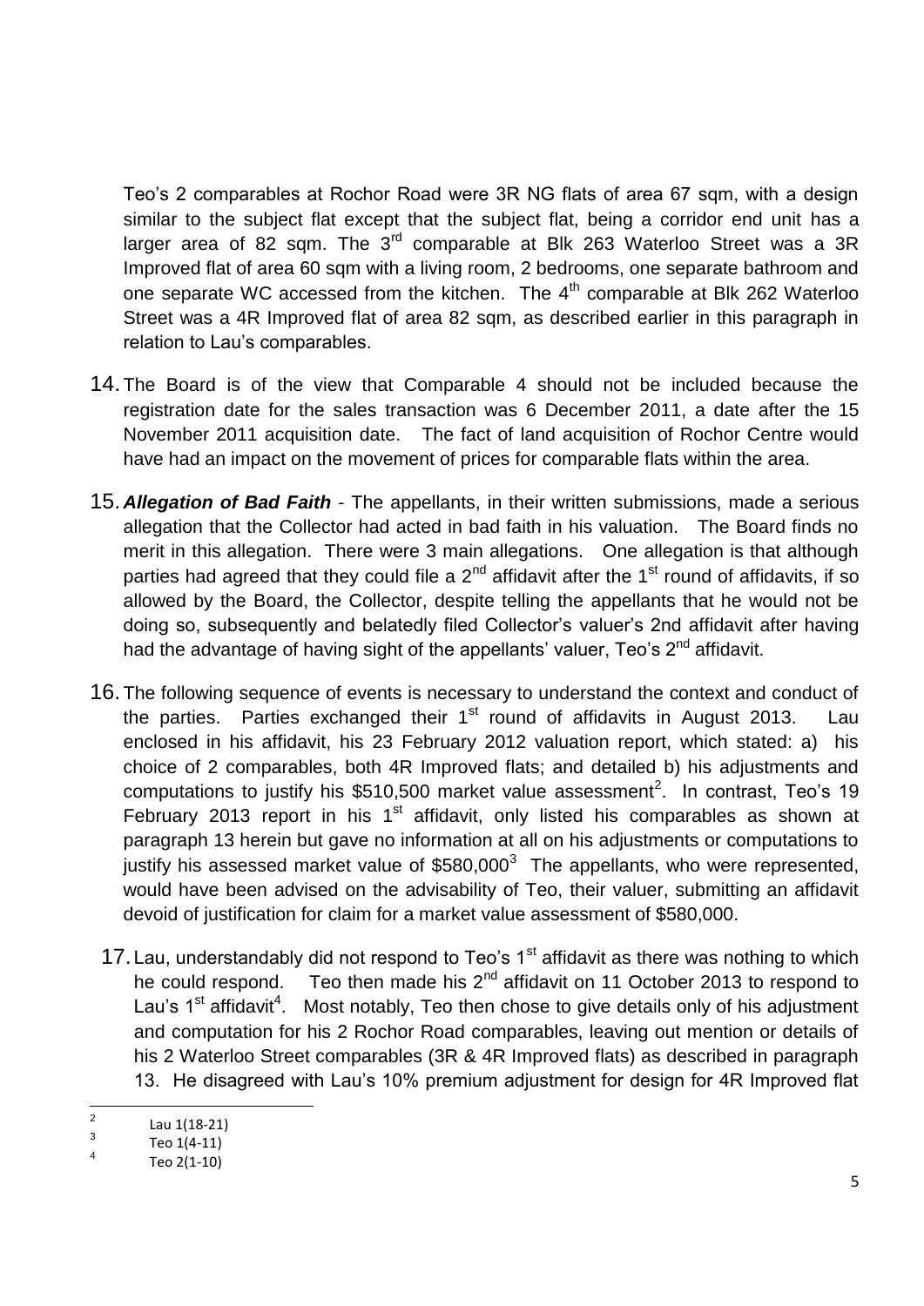Teo's 2 comparables at Rochor Road were 3R NG flats of area 67 sqm, with a design similar to the subject flat except that the subject flat, being a corridor end unit has a larger area of 82 sqm. The 3rd comparable at Blk 263 Waterloo Street was a 3R Improved flat of area 60 sqm with a living room, 2 bedrooms, one separate bathroom and one separate WC accessed from the kitchen. The 4th comparable at Blk 262 Waterloo Street was a 4R Improved flat of area 82 sqm, as described earlier in this paragraph in relation to Lau's comparables.

14. The Board is of the view that Comparable 4 should not be included because the registration date for the sales transaction was 6 December 2011, a date after the 15 November 2011 acquisition date. The fact of land acquisition of Rochor Centre would have had an impact on the movement of prices for comparable flats within the area.

15. ***Allegation of Bad Faith*** - The appellants, in their written submissions, made a serious allegation that the Collector had acted in bad faith in his valuation. The Board finds no merit in this allegation. There were 3 main allegations. One allegation is that although parties had agreed that they could file a 2nd affidavit after the 1st round of affidavits, if so allowed by the Board, the Collector, despite telling the appellants that he would not be doing so, subsequently and belatedly filed Collector's valuer's 2nd affidavit after having had the advantage of having sight of the appellants' valuer, Teo's 2nd affidavit.

16. The following sequence of events is necessary to understand the context and conduct of the parties. Parties exchanged their 1st round of affidavits in August 2013. Lau enclosed in his affidavit, his 23 February 2012 valuation report, which stated: a) his choice of 2 comparables, both 4R Improved flats; and detailed b) his adjustments and computations to justify his \$510,500 market value assessment[2]. In contrast, Teo's 19 February 2013 report in his 1st affidavit, only listed his comparables as shown at paragraph 13 herein but gave no information at all on his adjustments or computations to justify his assessed market value of \$580,000[3] The appellants, who were represented, would have been advised on the advisability of Teo, their valuer, submitting an affidavit devoid of justification for claim for a market value assessment of \$580,000.

17. Lau, understandably did not respond to Teo's 1st affidavit as there was nothing to which he could respond. Teo then made his 2nd affidavit on 11 October 2013 to respond to Lau's 1st affidavit[4]. Most notably, Teo then chose to give details only of his adjustment and computation for his 2 Rochor Road comparables, leaving out mention or details of his 2 Waterloo Street comparables (3R & 4R Improved flats) as described in paragraph 13. He disagreed with Lau's 10% premium adjustment for design for 4R Improved flat

---

[2] Lau 1(18-21)

[3] Teo 1(4-11)

[4] Teo 2(1-10)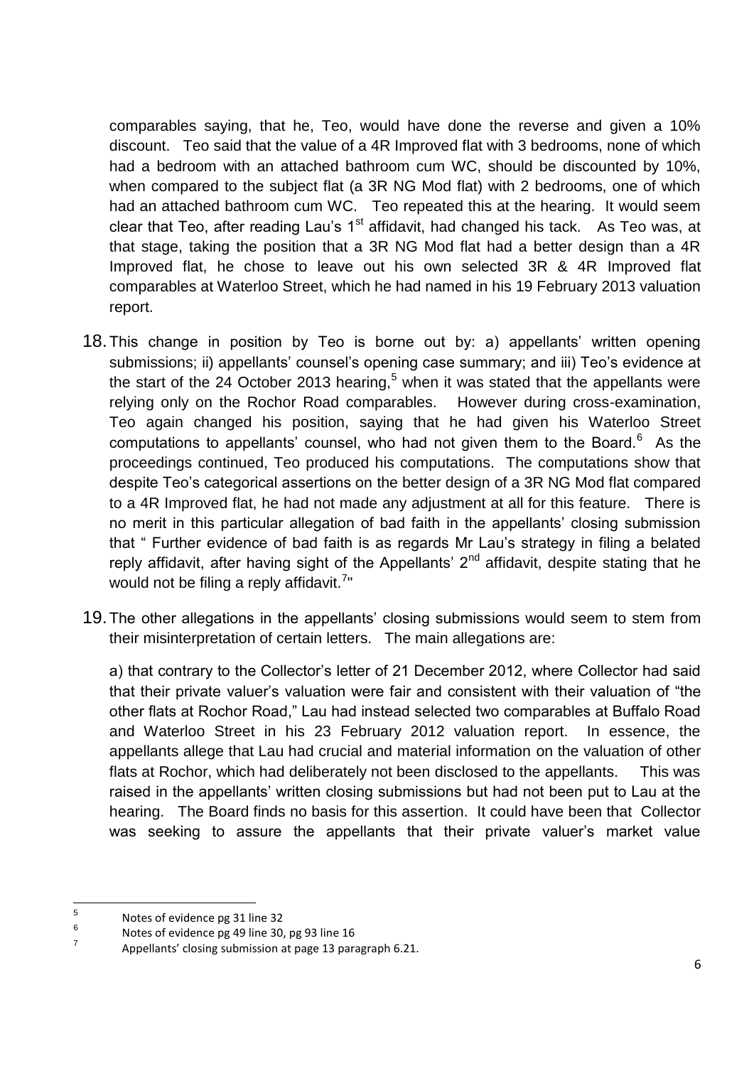comparables saying, that he, Teo, would have done the reverse and given a 10% discount. Teo said that the value of a 4R Improved flat with 3 bedrooms, none of which had a bedroom with an attached bathroom cum WC, should be discounted by 10%, when compared to the subject flat (a 3R NG Mod flat) with 2 bedrooms, one of which had an attached bathroom cum WC. Teo repeated this at the hearing. It would seem clear that Teo, after reading Lau's 1st affidavit, had changed his tack. As Teo was, at that stage, taking the position that a 3R NG Mod flat had a better design than a 4R Improved flat, he chose to leave out his own selected 3R & 4R Improved flat comparables at Waterloo Street, which he had named in his 19 February 2013 valuation report.

18. This change in position by Teo is borne out by: a) appellants' written opening submissions; ii) appellants' counsel's opening case summary; and iii) Teo's evidence at the start of the 24 October 2013 hearing,[5] when it was stated that the appellants were relying only on the Rochor Road comparables. However during cross-examination, Teo again changed his position, saying that he had given his Waterloo Street computations to appellants' counsel, who had not given them to the Board.[6] As the proceedings continued, Teo produced his computations. The computations show that despite Teo's categorical assertions on the better design of a 3R NG Mod flat compared to a 4R Improved flat, he had not made any adjustment at all for this feature. There is no merit in this particular allegation of bad faith in the appellants' closing submission that " Further evidence of bad faith is as regards Mr Lau's strategy in filing a belated reply affidavit, after having sight of the Appellants' 2nd affidavit, despite stating that he would not be filing a reply affidavit.[7]"

19. The other allegations in the appellants' closing submissions would seem to stem from their misinterpretation of certain letters. The main allegations are:

    a) that contrary to the Collector's letter of 21 December 2012, where Collector had said that their private valuer's valuation were fair and consistent with their valuation of "the other flats at Rochor Road," Lau had instead selected two comparables at Buffalo Road and Waterloo Street in his 23 February 2012 valuation report. In essence, the appellants allege that Lau had crucial and material information on the valuation of other flats at Rochor, which had deliberately not been disclosed to the appellants. This was raised in the appellants' written closing submissions but had not been put to Lau at the hearing. The Board finds no basis for this assertion. It could have been that Collector was seeking to assure the appellants that their private valuer's market value

---

[5] Notes of evidence pg 31 line 32

[6] Notes of evidence pg 49 line 30, pg 93 line 16

[7] Appellants' closing submission at page 13 paragraph 6.21.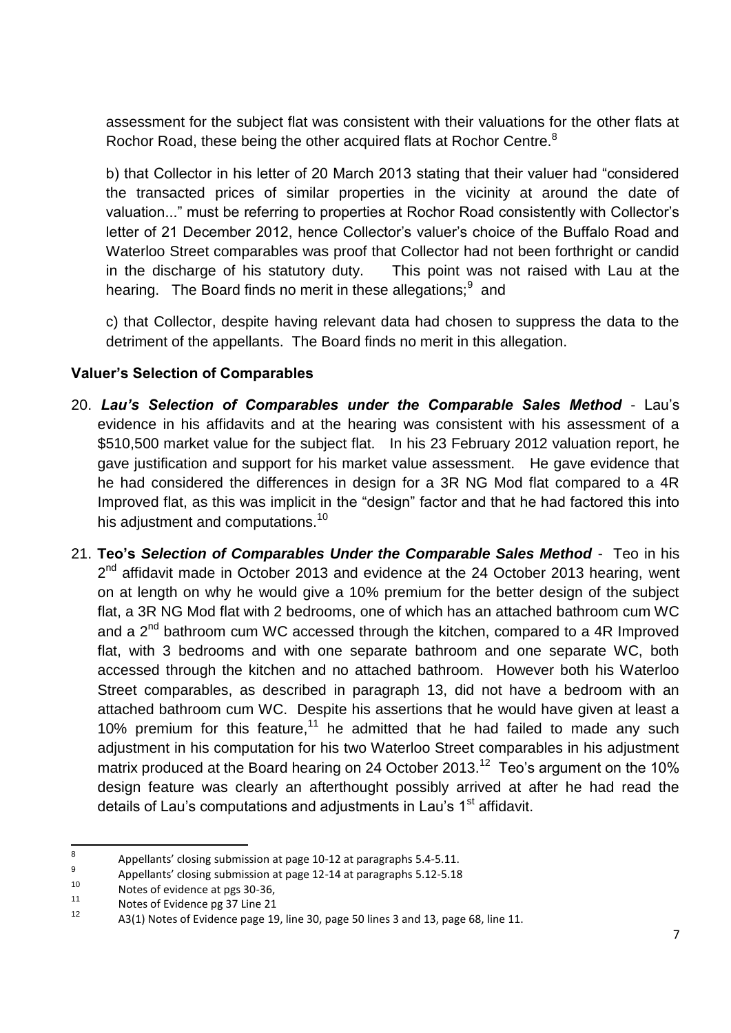assessment for the subject flat was consistent with their valuations for the other flats at Rochor Road, these being the other acquired flats at Rochor Centre.[8]

b) that Collector in his letter of 20 March 2013 stating that their valuer had "considered the transacted prices of similar properties in the vicinity at around the date of valuation..." must be referring to properties at Rochor Road consistently with Collector's letter of 21 December 2012, hence Collector's valuer's choice of the Buffalo Road and Waterloo Street comparables was proof that Collector had not been forthright or candid in the discharge of his statutory duty. This point was not raised with Lau at the hearing. The Board finds no merit in these allegations;[9] and

c) that Collector, despite having relevant data had chosen to suppress the data to the detriment of the appellants. The Board finds no merit in this allegation.

## Valuer's Selection of Comparables

20. ***Lau's Selection of Comparables under the Comparable Sales Method*** - Lau's evidence in his affidavits and at the hearing was consistent with his assessment of a $510,500 market value for the subject flat. In his 23 February 2012 valuation report, he gave justification and support for his market value assessment. He gave evidence that he had considered the differences in design for a 3R NG Mod flat compared to a 4R Improved flat, as this was implicit in the "design" factor and that he had factored this into his adjustment and computations.[10]

21. **Teo's *Selection of Comparables Under the Comparable Sales Method*** - Teo in his 2nd affidavit made in October 2013 and evidence at the 24 October 2013 hearing, went on at length on why he would give a 10% premium for the better design of the subject flat, a 3R NG Mod flat with 2 bedrooms, one of which has an attached bathroom cum WC and a 2nd bathroom cum WC accessed through the kitchen, compared to a 4R Improved flat, with 3 bedrooms and with one separate bathroom and one separate WC, both accessed through the kitchen and no attached bathroom. However both his Waterloo Street comparables, as described in paragraph 13, did not have a bedroom with an attached bathroom cum WC. Despite his assertions that he would have given at least a 10% premium for this feature,[11] he admitted that he had failed to made any such adjustment in his computation for his two Waterloo Street comparables in his adjustment matrix produced at the Board hearing on 24 October 2013.[12] Teo's argument on the 10% design feature was clearly an afterthought possibly arrived at after he had read the details of Lau's computations and adjustments in Lau's 1st affidavit.

---

[8] Appellants' closing submission at page 10-12 at paragraphs 5.4-5.11.

[9] Appellants' closing submission at page 12-14 at paragraphs 5.12-5.18

[10] Notes of evidence at pgs 30-36,

[11] Notes of Evidence pg 37 Line 21

[12] A3(1) Notes of Evidence page 19, line 30, page 50 lines 3 and 13, page 68, line 11.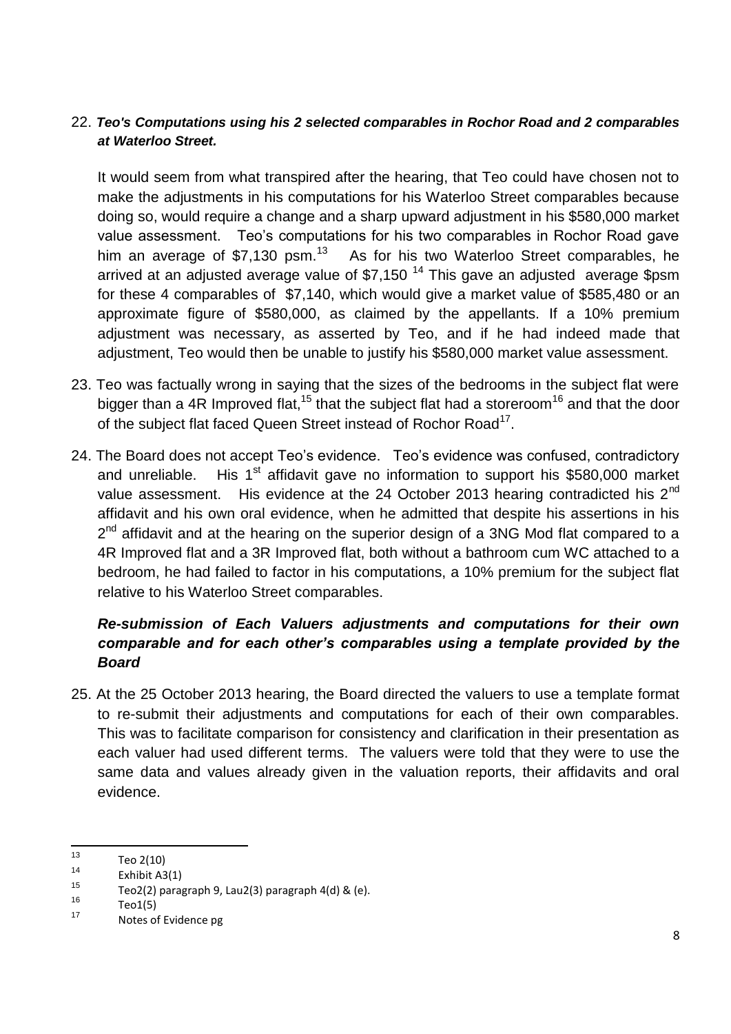22. ***Teo's Computations using his 2 selected comparables in Rochor Road and 2 comparables at Waterloo Street.***

 It would seem from what transpired after the hearing, that Teo could have chosen not to make the adjustments in his computations for his Waterloo Street comparables because doing so, would require a change and a sharp upward adjustment in his $580,000 market value assessment. Teo's computations for his two comparables in Rochor Road gave him an average of $7,130 psm.[13] As for his two Waterloo Street comparables, he arrived at an adjusted average value of $7,150 [14] This gave an adjusted average $psm for these 4 comparables of $7,140, which would give a market value of $585,480 or an approximate figure of $580,000, as claimed by the appellants. If a 10% premium adjustment was necessary, as asserted by Teo, and if he had indeed made that adjustment, Teo would then be unable to justify his $580,000 market value assessment.

23. Teo was factually wrong in saying that the sizes of the bedrooms in the subject flat were bigger than a 4R Improved flat,[15] that the subject flat had a storeroom[16] and that the door of the subject flat faced Queen Street instead of Rochor Road[17].

24. The Board does not accept Teo's evidence. Teo's evidence was confused, contradictory and unreliable. His 1st affidavit gave no information to support his $580,000 market value assessment. His evidence at the 24 October 2013 hearing contradicted his 2nd affidavit and his own oral evidence, when he admitted that despite his assertions in his 2nd affidavit and at the hearing on the superior design of a 3NG Mod flat compared to a 4R Improved flat and a 3R Improved flat, both without a bathroom cum WC attached to a bedroom, he had failed to factor in his computations, a 10% premium for the subject flat relative to his Waterloo Street comparables.

***Re-submission of Each Valuers adjustments and computations for their own comparable and for each other's comparables using a template provided by the Board***

25. At the 25 October 2013 hearing, the Board directed the valuers to use a template format to re-submit their adjustments and computations for each of their own comparables. This was to facilitate comparison for consistency and clarification in their presentation as each valuer had used different terms. The valuers were told that they were to use the same data and values already given in the valuation reports, their affidavits and oral evidence.

---

[13] Teo 2(10)

[14] Exhibit A3(1)

[15] Teo2(2) paragraph 9, Lau2(3) paragraph 4(d) & (e).

[16] Teo1(5)

[17] Notes of Evidence pg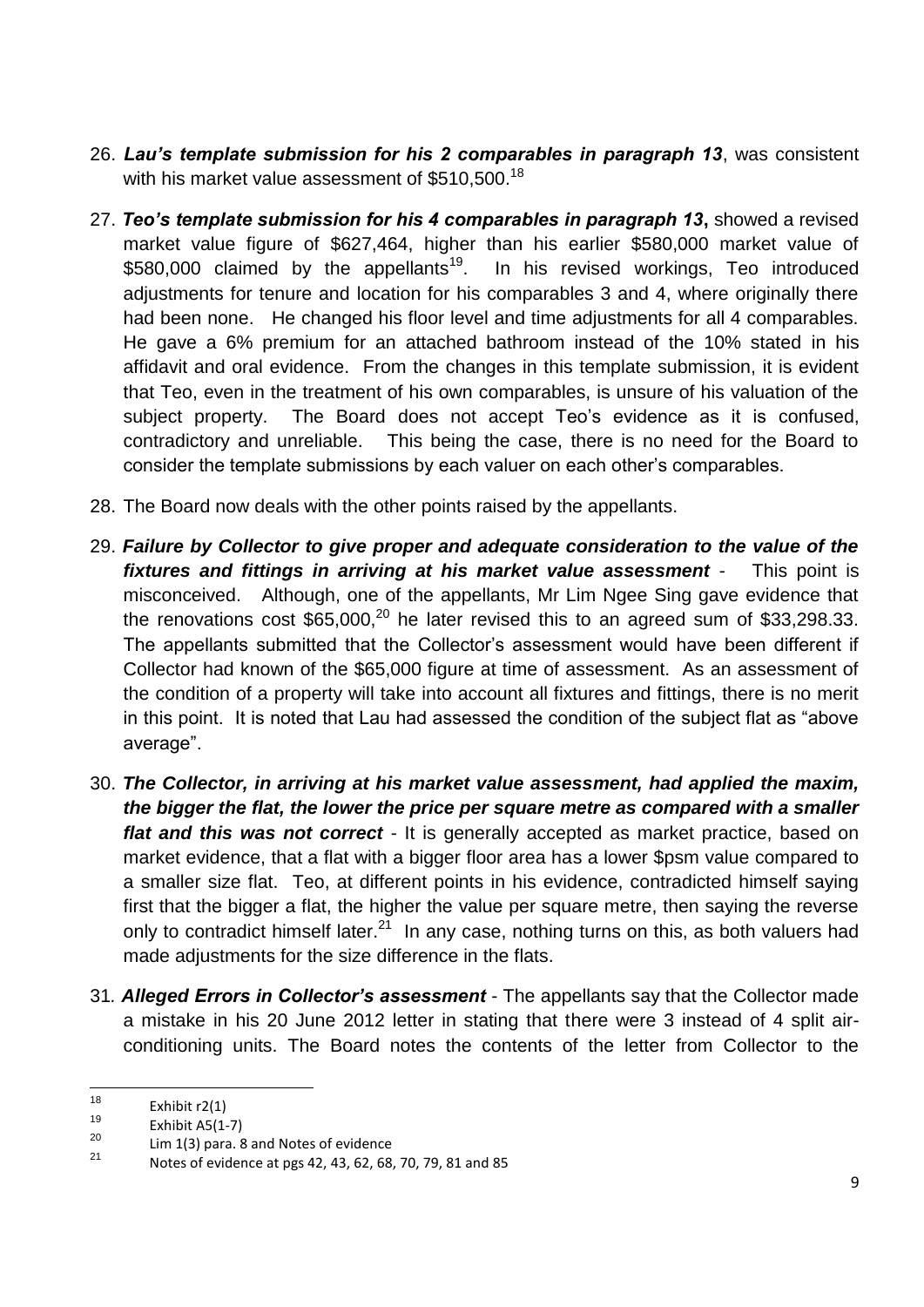26. ***Lau's template submission for his 2 comparables in paragraph 13***, was consistent with his market value assessment of $510,500.[18]

27. ***Teo's template submission for his 4 comparables in paragraph 13*,** showed a revised market value figure of $627,464, higher than his earlier $580,000 market value of $580,000 claimed by the appellants[19]. In his revised workings, Teo introduced adjustments for tenure and location for his comparables 3 and 4, where originally there had been none. He changed his floor level and time adjustments for all 4 comparables. He gave a 6% premium for an attached bathroom instead of the 10% stated in his affidavit and oral evidence. From the changes in this template submission, it is evident that Teo, even in the treatment of his own comparables, is unsure of his valuation of the subject property. The Board does not accept Teo's evidence as it is confused, contradictory and unreliable. This being the case, there is no need for the Board to consider the template submissions by each valuer on each other's comparables.

28. The Board now deals with the other points raised by the appellants.

29. ***Failure by Collector to give proper and adequate consideration to the value of the fixtures and fittings in arriving at his market value assessment*** - This point is misconceived. Although, one of the appellants, Mr Lim Ngee Sing gave evidence that the renovations cost $65,000,[20] he later revised this to an agreed sum of $33,298.33. The appellants submitted that the Collector's assessment would have been different if Collector had known of the $65,000 figure at time of assessment. As an assessment of the condition of a property will take into account all fixtures and fittings, there is no merit in this point. It is noted that Lau had assessed the condition of the subject flat as "above average".

30. ***The Collector, in arriving at his market value assessment, had applied the maxim, the bigger the flat, the lower the price per square metre as compared with a smaller flat and this was not correct*** - It is generally accepted as market practice, based on market evidence, that a flat with a bigger floor area has a lower $psm value compared to a smaller size flat. Teo, at different points in his evidence, contradicted himself saying first that the bigger a flat, the higher the value per square metre, then saying the reverse only to contradict himself later.[21] In any case, nothing turns on this, as both valuers had made adjustments for the size difference in the flats.

31. ***Alleged Errors in Collector's assessment*** - The appellants say that the Collector made a mistake in his 20 June 2012 letter in stating that there were 3 instead of 4 split air-conditioning units. The Board notes the contents of the letter from Collector to the

---

[18] Exhibit r2(1)

[19] Exhibit A5(1-7)

[20] Lim 1(3) para. 8 and Notes of evidence

[21] Notes of evidence at pgs 42, 43, 62, 68, 70, 79, 81 and 85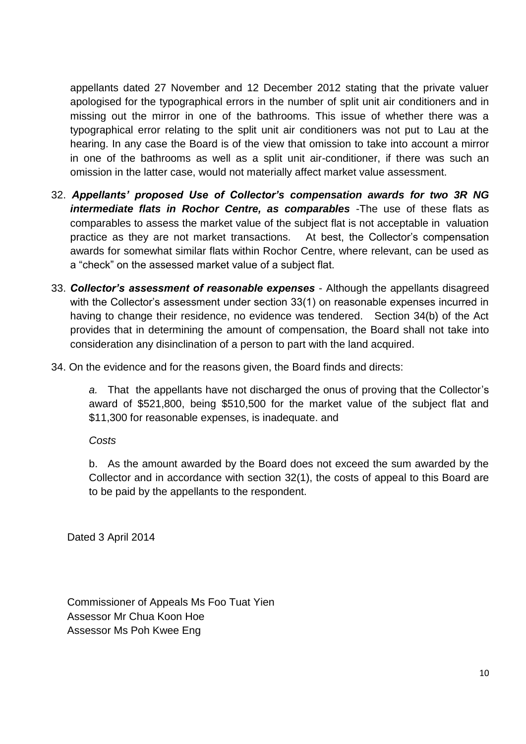appellants dated 27 November and 12 December 2012 stating that the private valuer apologised for the typographical errors in the number of split unit air conditioners and in missing out the mirror in one of the bathrooms. This issue of whether there was a typographical error relating to the split unit air conditioners was not put to Lau at the hearing. In any case the Board is of the view that omission to take into account a mirror in one of the bathrooms as well as a split unit air-conditioner, if there was such an omission in the latter case, would not materially affect market value assessment.

32. ***Appellants' proposed Use of Collector's compensation awards for two 3R NG intermediate flats in Rochor Centre, as comparables*** -The use of these flats as comparables to assess the market value of the subject flat is not acceptable in valuation practice as they are not market transactions. At best, the Collector's compensation awards for somewhat similar flats within Rochor Centre, where relevant, can be used as a "check" on the assessed market value of a subject flat.

33. ***Collector's assessment of reasonable expenses*** - Although the appellants disagreed with the Collector's assessment under section 33(1) on reasonable expenses incurred in having to change their residence, no evidence was tendered. Section 34(b) of the Act provides that in determining the amount of compensation, the Board shall not take into consideration any disinclination of a person to part with the land acquired.

34. On the evidence and for the reasons given, the Board finds and directs:

    *a.* That the appellants have not discharged the onus of proving that the Collector's award of $521,800, being $510,500 for the market value of the subject flat and $11,300 for reasonable expenses, is inadequate. and

    *Costs*

    b. As the amount awarded by the Board does not exceed the sum awarded by the Collector and in accordance with section 32(1), the costs of appeal to this Board are to be paid by the appellants to the respondent.

Dated 3 April 2014

Commissioner of Appeals Ms Foo Tuat Yien
Assessor Mr Chua Koon Hoe
Assessor Ms Poh Kwee Eng